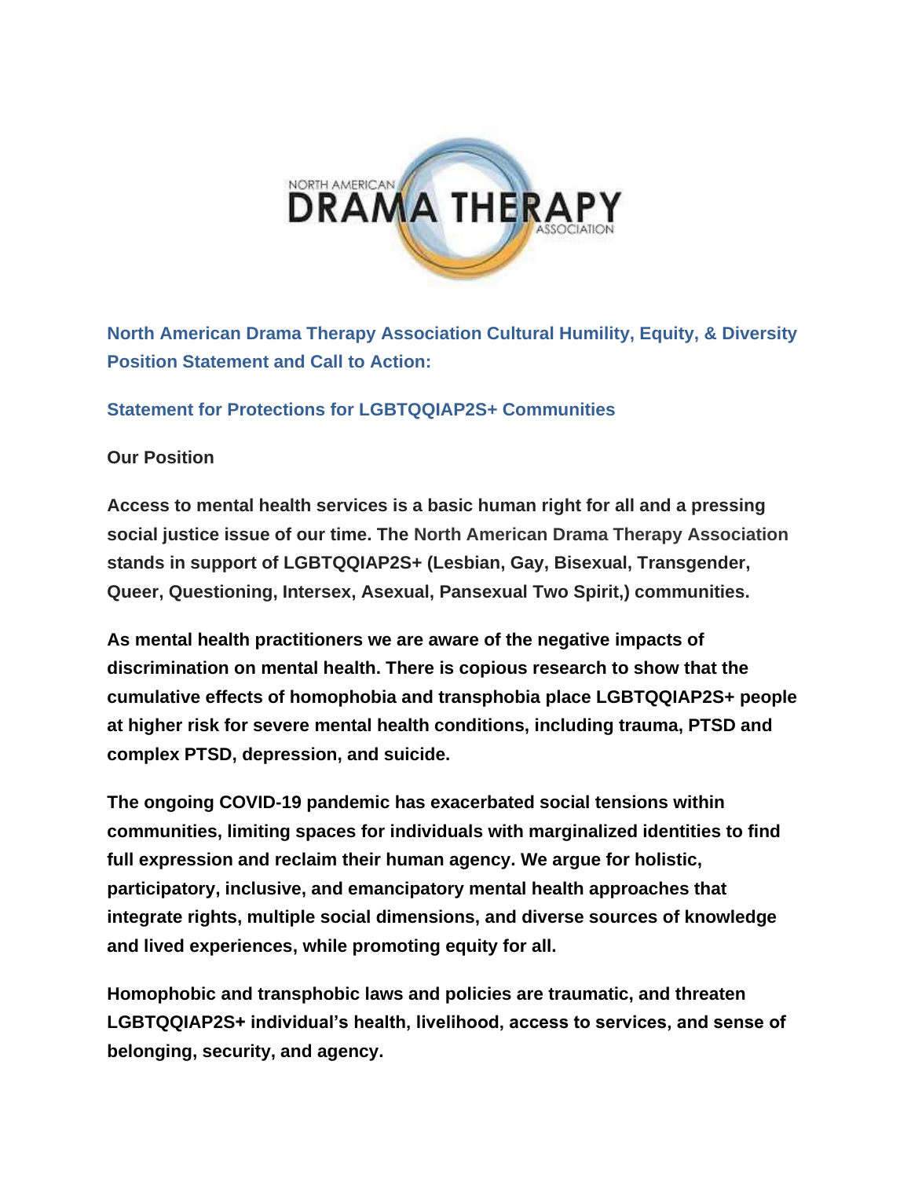## North American Drama Therapy Association Cultural Humility, Equity, & Diversity Position Statement and Call to Action:

### Statement for Protections for LGBTQQIAP2S+ Communities

**Our Position**

**Access to mental health services is a basic human right for all and a pressing social justice issue of our time. The North American Drama Therapy Association stands in support of LGBTQQIAP2S+ (Lesbian, Gay, Bisexual, Transgender, Queer, Questioning, Intersex, Asexual, Pansexual Two Spirit,) communities.**

**As mental health practitioners we are aware of the negative impacts of discrimination on mental health. There is copious research to show that the cumulative effects of homophobia and transphobia place LGBTQQIAP2S+ people at higher risk for severe mental health conditions, including trauma, PTSD and complex PTSD, depression, and suicide.**

**The ongoing COVID-19 pandemic has exacerbated social tensions within communities, limiting spaces for individuals with marginalized identities to find full expression and reclaim their human agency. We argue for holistic, participatory, inclusive, and emancipatory mental health approaches that integrate rights, multiple social dimensions, and diverse sources of knowledge and lived experiences, while promoting equity for all.**

**Homophobic and transphobic laws and policies are traumatic, and threaten LGBTQQIAP2S+ individual's health, livelihood, access to services, and sense of belonging, security, and agency.**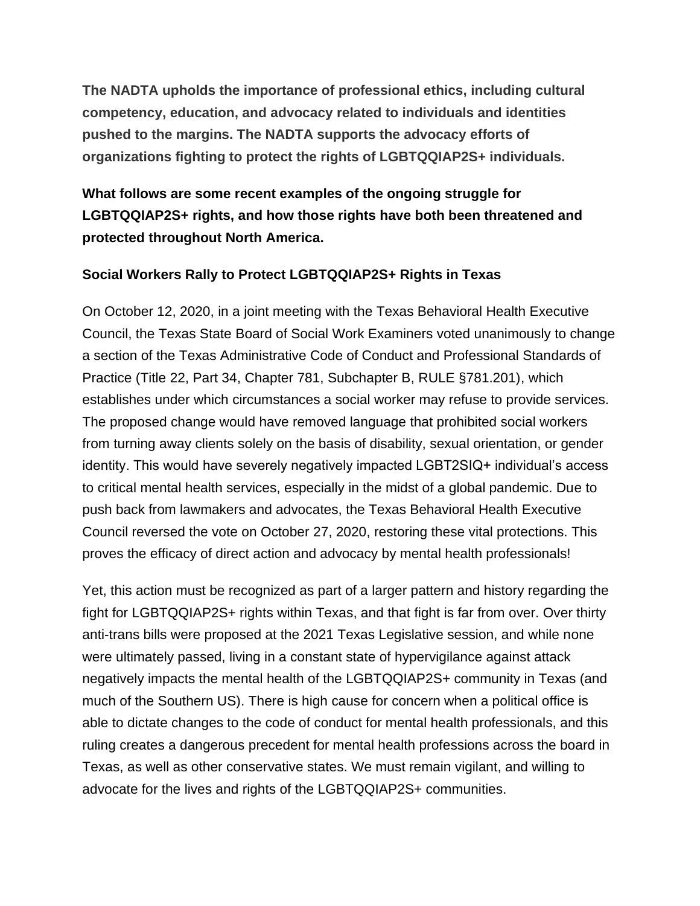**The NADTA upholds the importance of professional ethics, including cultural competency, education, and advocacy related to individuals and identities pushed to the margins. The NADTA supports the advocacy efforts of organizations fighting to protect the rights of LGBTQQIAP2S+ individuals.**

**What follows are some recent examples of the ongoing struggle for LGBTQQIAP2S+ rights, and how those rights have both been threatened and protected throughout North America.**

### Social Workers Rally to Protect LGBTQQIAP2S+ Rights in Texas

On October 12, 2020, in a joint meeting with the Texas Behavioral Health Executive Council, the Texas State Board of Social Work Examiners voted unanimously to change a section of the Texas Administrative Code of Conduct and Professional Standards of Practice (Title 22, Part 34, Chapter 781, Subchapter B, RULE §781.201), which establishes under which circumstances a social worker may refuse to provide services. The proposed change would have removed language that prohibited social workers from turning away clients solely on the basis of disability, sexual orientation, or gender identity. This would have severely negatively impacted LGBT2SIQ+ individual's access to critical mental health services, especially in the midst of a global pandemic. Due to push back from lawmakers and advocates, the Texas Behavioral Health Executive Council reversed the vote on October 27, 2020, restoring these vital protections. This proves the efficacy of direct action and advocacy by mental health professionals!

Yet, this action must be recognized as part of a larger pattern and history regarding the fight for LGBTQQIAP2S+ rights within Texas, and that fight is far from over. Over thirty anti-trans bills were proposed at the 2021 Texas Legislative session, and while none were ultimately passed, living in a constant state of hypervigilance against attack negatively impacts the mental health of the LGBTQQIAP2S+ community in Texas (and much of the Southern US). There is high cause for concern when a political office is able to dictate changes to the code of conduct for mental health professionals, and this ruling creates a dangerous precedent for mental health professions across the board in Texas, as well as other conservative states. We must remain vigilant, and willing to advocate for the lives and rights of the LGBTQQIAP2S+ communities.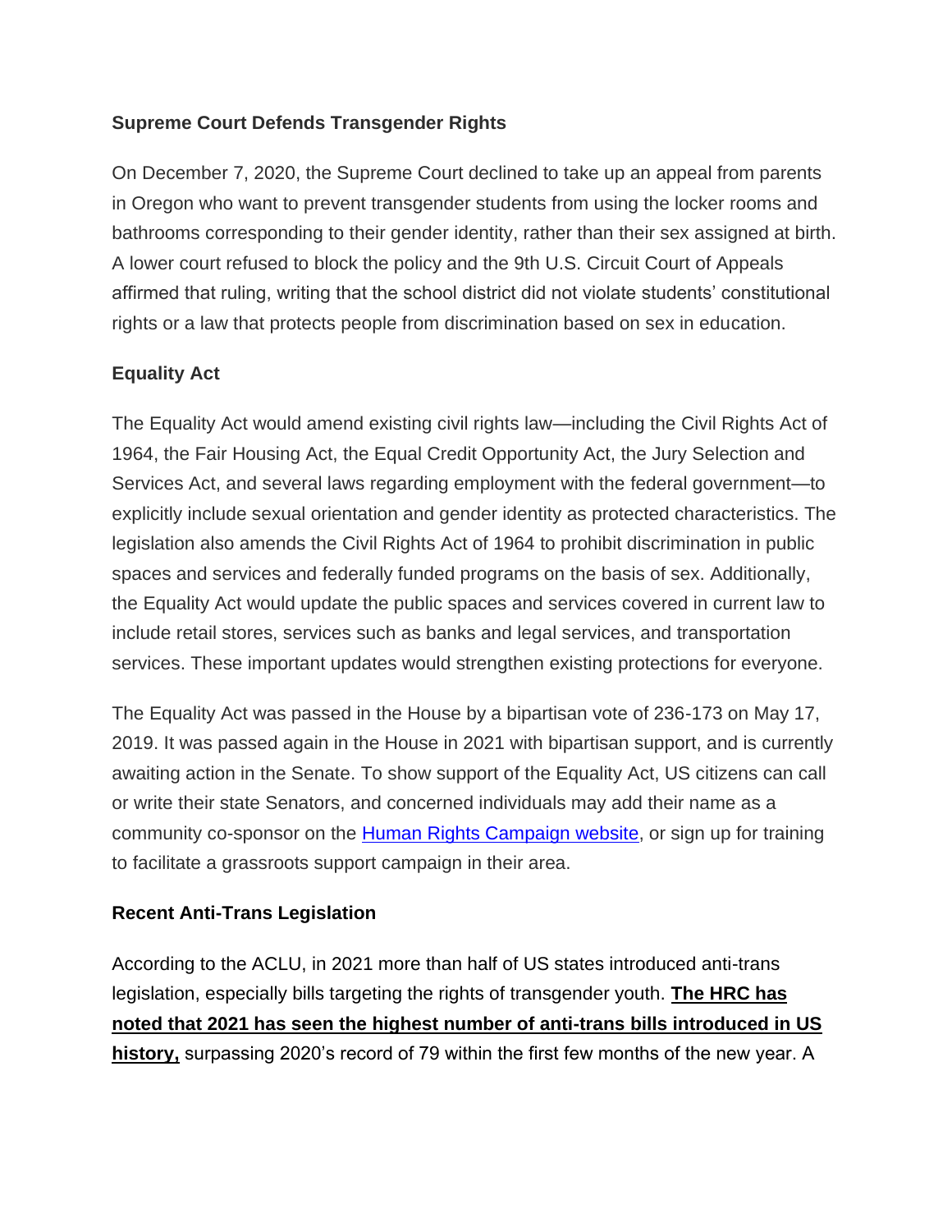**Supreme Court Defends Transgender Rights**

On December 7, 2020, the Supreme Court declined to take up an appeal from parents in Oregon who want to prevent transgender students from using the locker rooms and bathrooms corresponding to their gender identity, rather than their sex assigned at birth. A lower court refused to block the policy and the 9th U.S. Circuit Court of Appeals affirmed that ruling, writing that the school district did not violate students' constitutional rights or a law that protects people from discrimination based on sex in education.

**Equality Act**

The Equality Act would amend existing civil rights law—including the Civil Rights Act of 1964, the Fair Housing Act, the Equal Credit Opportunity Act, the Jury Selection and Services Act, and several laws regarding employment with the federal government—to explicitly include sexual orientation and gender identity as protected characteristics. The legislation also amends the Civil Rights Act of 1964 to prohibit discrimination in public spaces and services and federally funded programs on the basis of sex. Additionally, the Equality Act would update the public spaces and services covered in current law to include retail stores, services such as banks and legal services, and transportation services. These important updates would strengthen existing protections for everyone.

The Equality Act was passed in the House by a bipartisan vote of 236-173 on May 17, 2019. It was passed again in the House in 2021 with bipartisan support, and is currently awaiting action in the Senate. To show support of the Equality Act, US citizens can call or write their state Senators, and concerned individuals may add their name as a community co-sponsor on the Human Rights Campaign website, or sign up for training to facilitate a grassroots support campaign in their area.

**Recent Anti-Trans Legislation**

According to the ACLU, in 2021 more than half of US states introduced anti-trans legislation, especially bills targeting the rights of transgender youth. **The HRC has noted that 2021 has seen the highest number of anti-trans bills introduced in US history,** surpassing 2020's record of 79 within the first few months of the new year. A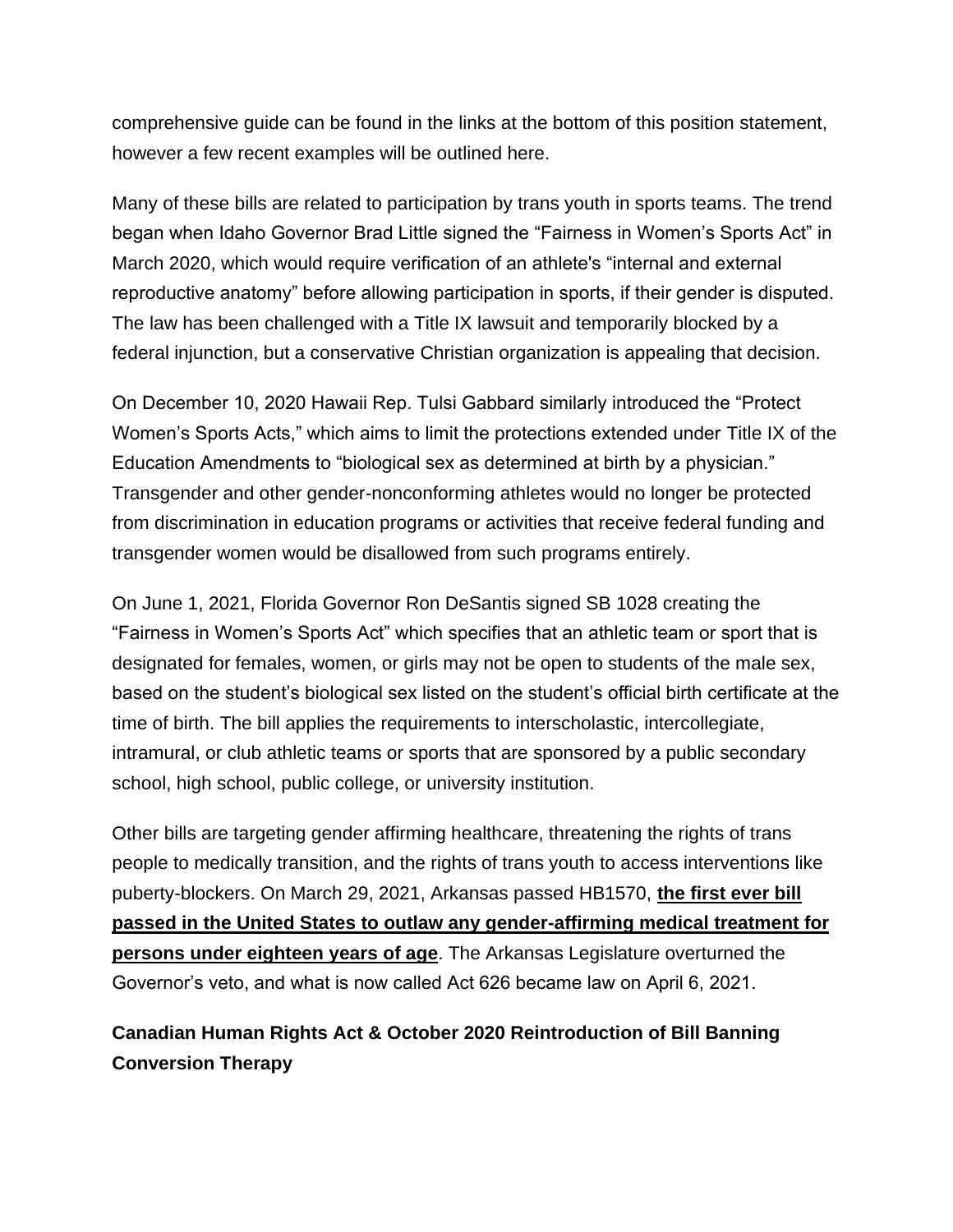comprehensive guide can be found in the links at the bottom of this position statement, however a few recent examples will be outlined here.

Many of these bills are related to participation by trans youth in sports teams. The trend began when Idaho Governor Brad Little signed the "Fairness in Women's Sports Act" in March 2020, which would require verification of an athlete's "internal and external reproductive anatomy" before allowing participation in sports, if their gender is disputed. The law has been challenged with a Title IX lawsuit and temporarily blocked by a federal injunction, but a conservative Christian organization is appealing that decision.

On December 10, 2020 Hawaii Rep. Tulsi Gabbard similarly introduced the "Protect Women's Sports Acts," which aims to limit the protections extended under Title IX of the Education Amendments to "biological sex as determined at birth by a physician." Transgender and other gender-nonconforming athletes would no longer be protected from discrimination in education programs or activities that receive federal funding and transgender women would be disallowed from such programs entirely.

On June 1, 2021, Florida Governor Ron DeSantis signed SB 1028 creating the "Fairness in Women's Sports Act" which specifies that an athletic team or sport that is designated for females, women, or girls may not be open to students of the male sex, based on the student's biological sex listed on the student's official birth certificate at the time of birth. The bill applies the requirements to interscholastic, intercollegiate, intramural, or club athletic teams or sports that are sponsored by a public secondary school, high school, public college, or university institution.

Other bills are targeting gender affirming healthcare, threatening the rights of trans people to medically transition, and the rights of trans youth to access interventions like puberty-blockers. On March 29, 2021, Arkansas passed HB1570, **the first ever bill passed in the United States to outlaw any gender-affirming medical treatment for persons under eighteen years of age**. The Arkansas Legislature overturned the Governor's veto, and what is now called Act 626 became law on April 6, 2021.

**Canadian Human Rights Act & October 2020 Reintroduction of Bill Banning Conversion Therapy**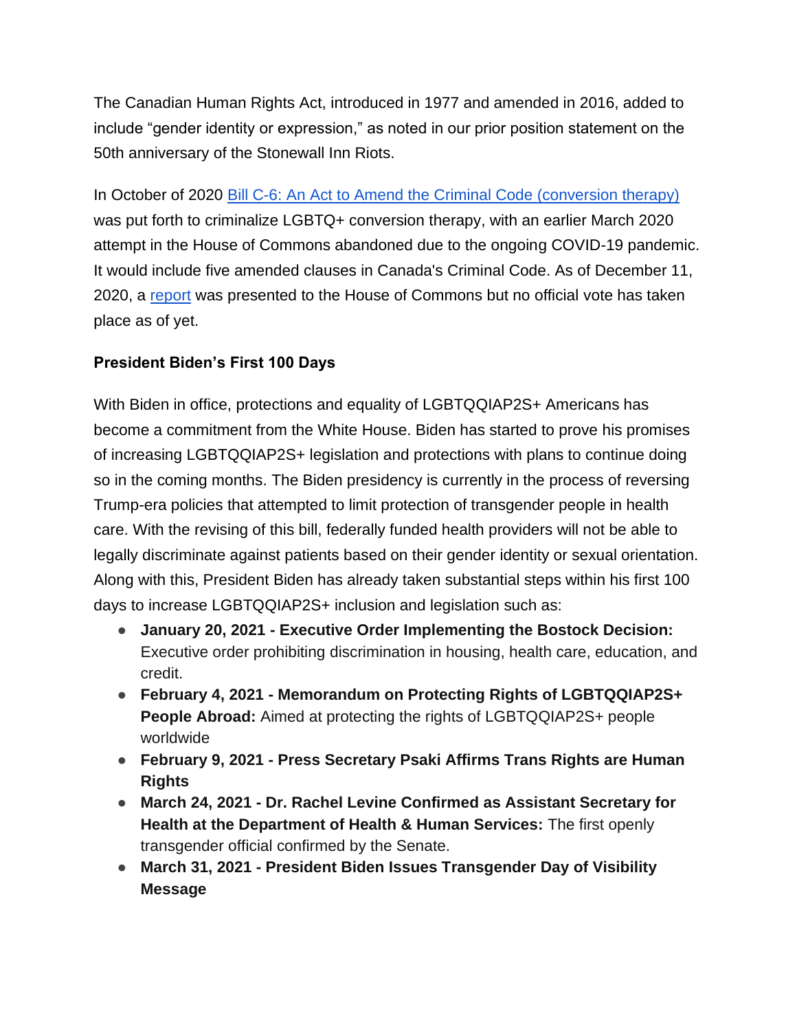The Canadian Human Rights Act, introduced in 1977 and amended in 2016, added to include "gender identity or expression," as noted in our prior position statement on the 50th anniversary of the Stonewall Inn Riots.

In October of 2020 [Bill C-6: An Act to Amend the Criminal Code (conversion therapy)]() was put forth to criminalize LGBTQ+ conversion therapy, with an earlier March 2020 attempt in the House of Commons abandoned due to the ongoing COVID-19 pandemic. It would include five amended clauses in Canada's Criminal Code. As of December 11, 2020, a [report]() was presented to the House of Commons but no official vote has taken place as of yet.

**President Biden's First 100 Days**

With Biden in office, protections and equality of LGBTQQIAP2S+ Americans has become a commitment from the White House. Biden has started to prove his promises of increasing LGBTQQIAP2S+ legislation and protections with plans to continue doing so in the coming months. The Biden presidency is currently in the process of reversing Trump-era policies that attempted to limit protection of transgender people in health care. With the revising of this bill, federally funded health providers will not be able to legally discriminate against patients based on their gender identity or sexual orientation. Along with this, President Biden has already taken substantial steps within his first 100 days to increase LGBTQQIAP2S+ inclusion and legislation such as:

- **January 20, 2021 - Executive Order Implementing the Bostock Decision:** Executive order prohibiting discrimination in housing, health care, education, and credit.
- **February 4, 2021 - Memorandum on Protecting Rights of LGBTQQIAP2S+ People Abroad:** Aimed at protecting the rights of LGBTQQIAP2S+ people worldwide
- **February 9, 2021 - Press Secretary Psaki Affirms Trans Rights are Human Rights**
- **March 24, 2021 - Dr. Rachel Levine Confirmed as Assistant Secretary for Health at the Department of Health & Human Services:** The first openly transgender official confirmed by the Senate.
- **March 31, 2021 - President Biden Issues Transgender Day of Visibility Message**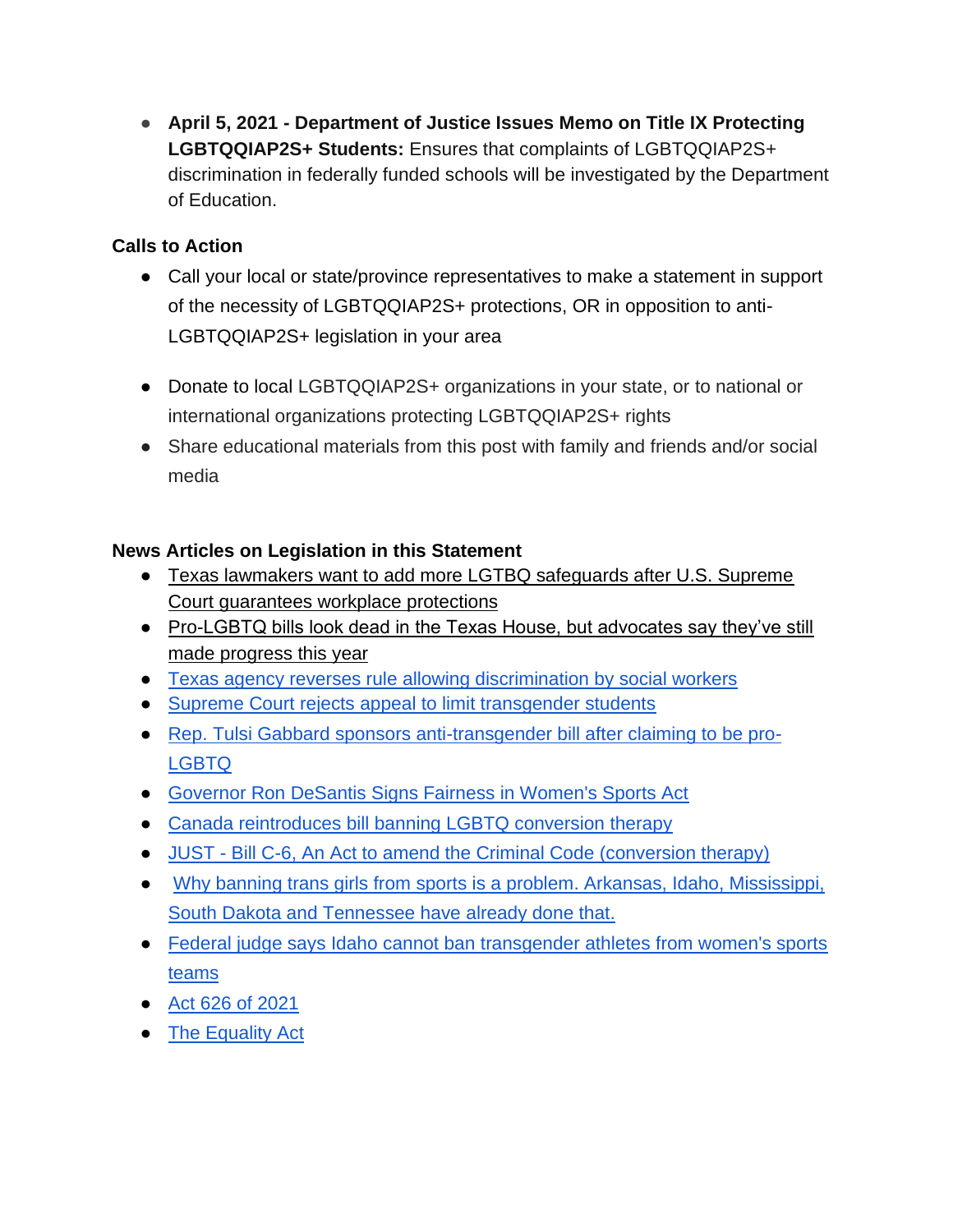- **April 5, 2021 - Department of Justice Issues Memo on Title IX Protecting LGBTQQIAP2S+ Students:** Ensures that complaints of LGBTQQIAP2S+ discrimination in federally funded schools will be investigated by the Department of Education.

**Calls to Action**

- Call your local or state/province representatives to make a statement in support of the necessity of LGBTQQIAP2S+ protections, OR in opposition to anti-LGBTQQIAP2S+ legislation in your area
- Donate to local LGBTQQIAP2S+ organizations in your state, or to national or international organizations protecting LGBTQQIAP2S+ rights
- Share educational materials from this post with family and friends and/or social media

**News Articles on Legislation in this Statement**

- Texas lawmakers want to add more LGTBQ safeguards after U.S. Supreme Court guarantees workplace protections
- Pro-LGBTQ bills look dead in the Texas House, but advocates say they've still made progress this year
- Texas agency reverses rule allowing discrimination by social workers
- Supreme Court rejects appeal to limit transgender students
- Rep. Tulsi Gabbard sponsors anti-transgender bill after claiming to be pro-LGBTQ
- Governor Ron DeSantis Signs Fairness in Women's Sports Act
- Canada reintroduces bill banning LGBTQ conversion therapy
- JUST - Bill C-6, An Act to amend the Criminal Code (conversion therapy)
- Why banning trans girls from sports is a problem. Arkansas, Idaho, Mississippi, South Dakota and Tennessee have already done that.
- Federal judge says Idaho cannot ban transgender athletes from women's sports teams
- Act 626 of 2021
- The Equality Act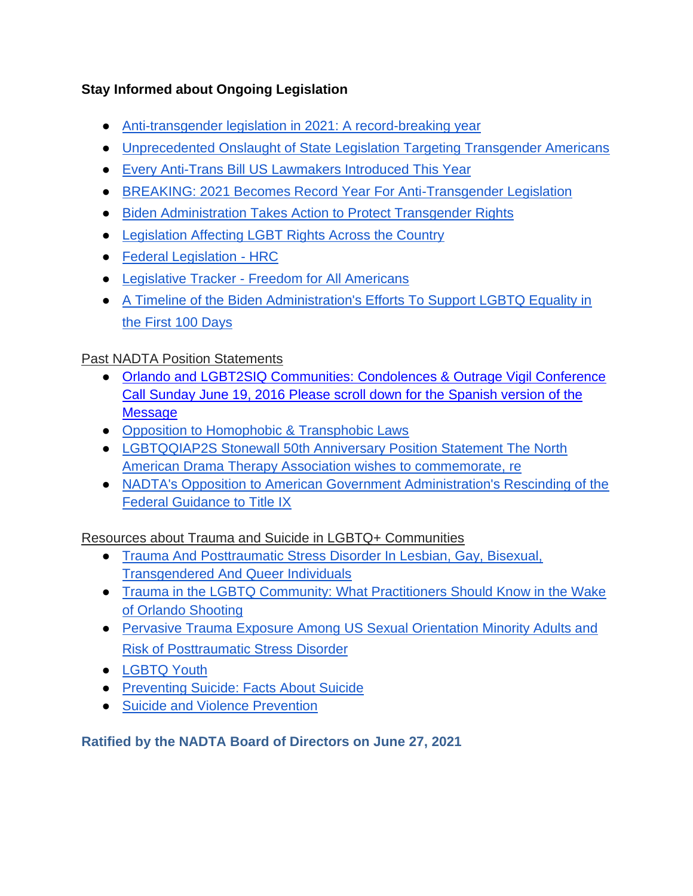**Stay Informed about Ongoing Legislation**

- Anti-transgender legislation in 2021: A record-breaking year
- Unprecedented Onslaught of State Legislation Targeting Transgender Americans
- Every Anti-Trans Bill US Lawmakers Introduced This Year
- BREAKING: 2021 Becomes Record Year For Anti-Transgender Legislation
- Biden Administration Takes Action to Protect Transgender Rights
- Legislation Affecting LGBT Rights Across the Country
- Federal Legislation - HRC
- Legislative Tracker - Freedom for All Americans
- A Timeline of the Biden Administration's Efforts To Support LGBTQ Equality in the First 100 Days

Past NADTA Position Statements

- Orlando and LGBT2SIQ Communities: Condolences & Outrage Vigil Conference Call Sunday June 19, 2016 Please scroll down for the Spanish version of the Message
- Opposition to Homophobic & Transphobic Laws
- LGBTQQIAP2S Stonewall 50th Anniversary Position Statement The North American Drama Therapy Association wishes to commemorate, re
- NADTA's Opposition to American Government Administration's Rescinding of the Federal Guidance to Title IX

Resources about Trauma and Suicide in LGBTQ+ Communities

- Trauma And Posttraumatic Stress Disorder In Lesbian, Gay, Bisexual, Transgendered And Queer Individuals
- Trauma in the LGBTQ Community: What Practitioners Should Know in the Wake of Orlando Shooting
- Pervasive Trauma Exposure Among US Sexual Orientation Minority Adults and Risk of Posttraumatic Stress Disorder
- LGBTQ Youth
- Preventing Suicide: Facts About Suicide
- Suicide and Violence Prevention

**Ratified by the NADTA Board of Directors on June 27, 2021**